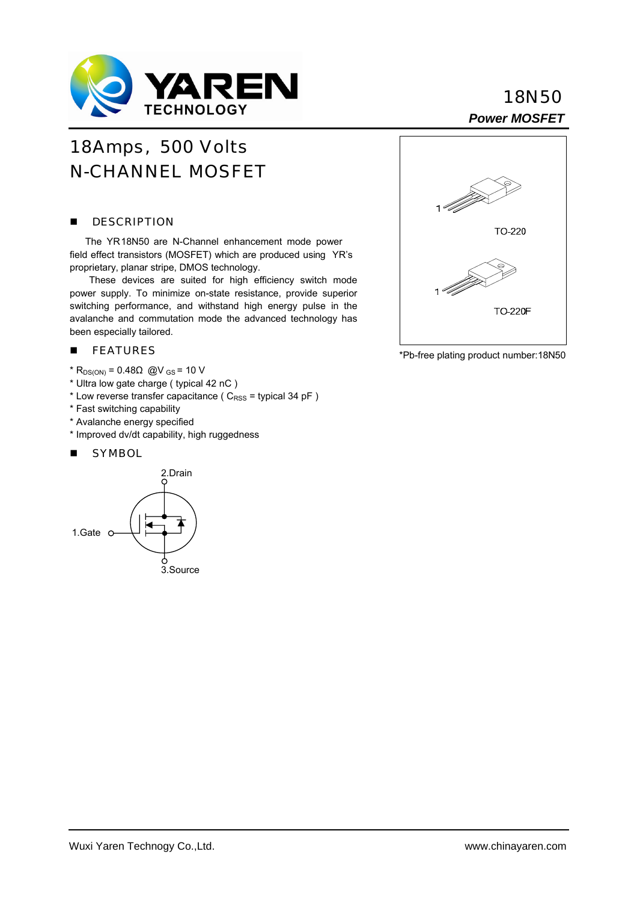# 18N50

***Power MOSFET***

## 18Amps, 500 Volts N-CHANNEL MOSFET

### DESCRIPTION

The YR18N50 are N-Channel enhancement mode power field effect transistors (MOSFET) which are produced using YR's proprietary, planar stripe, DMOS technology.

These devices are suited for high efficiency switch mode power supply. To minimize on-state resistance, provide superior switching performance, and withstand high energy pulse in the avalanche and commutation mode the advanced technology has been especially tailored.

### FEATURES

* $R_{DS(ON)}$ = 0.48Ω @$V_{GS}$ = 10 V
* Ultra low gate charge ( typical 42 nC )
* Low reverse transfer capacitance ( $C_{RSS}$ = typical 34 pF )
* Fast switching capability
* Avalanche energy specified
* Improved dv/dt capability, high ruggedness

### SYMBOL

2.Drain

1.Gate

3.Source

TO-220

TO-220F

*Pb-free plating product number:18N50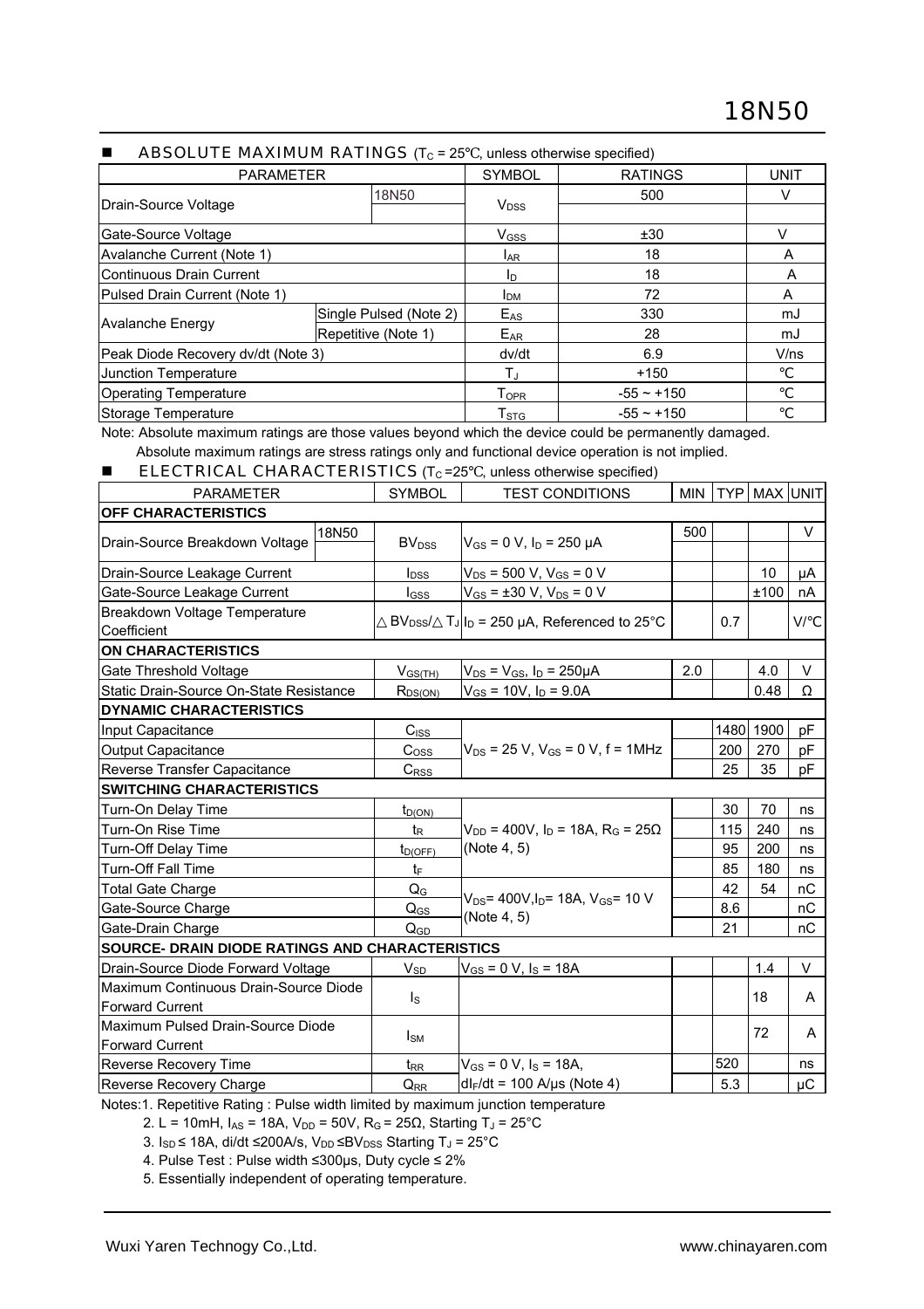## ■ ABSOLUTE MAXIMUM RATINGS ($T_C$ = 25℃, unless otherwise specified)

| PARAMETER | | SYMBOL | RATINGS | UNIT |
|---|---|---|---|---|
| Drain-Source Voltage | 18N50 | $V_{DSS}$ | 500 | V |
| Gate-Source Voltage | | $V_{GSS}$ | ±30 | V |
| Avalanche Current (Note 1) | | $I_{AR}$ | 18 | A |
| Continuous Drain Current | | $I_D$ | 18 | A |
| Pulsed Drain Current (Note 1) | | $I_{DM}$ | 72 | A |
| Avalanche Energy | Single Pulsed (Note 2) | $E_{AS}$ | 330 | mJ |
| | Repetitive (Note 1) | $E_{AR}$ | 28 | mJ |
| Peak Diode Recovery dv/dt (Note 3) | | dv/dt | 6.9 | V/ns |
| Junction Temperature | | $T_J$ | +150 | ℃ |
| Operating Temperature | | $T_{OPR}$ | -55 ~ +150 | ℃ |
| Storage Temperature | | $T_{STG}$ | -55 ~ +150 | ℃ |

Note: Absolute maximum ratings are those values beyond which the device could be permanently damaged.
Absolute maximum ratings are stress ratings only and functional device operation is not implied.

## ■ ELECTRICAL CHARACTERISTICS ($T_C$ =25℃, unless otherwise specified)

| PARAMETER | | SYMBOL | TEST CONDITIONS | MIN | TYP | MAX | UNIT |
|---|---|---|---|---|---|---|---|
| **OFF CHARACTERISTICS** | | | | | | | |
| Drain-Source Breakdown Voltage | 18N50 | $BV_{DSS}$ | $V_{GS}$ = 0 V, $I_D$ = 250 μA | 500 | | | V |
| Drain-Source Leakage Current | | $I_{DSS}$ | $V_{DS}$ = 500 V, $V_{GS}$ = 0 V | | | 10 | μA |
| Gate-Source Leakage Current | | $I_{GSS}$ | $V_{GS}$ = ±30 V, $V_{DS}$ = 0 V | | | ±100 | nA |
| Breakdown Voltage Temperature Coefficient | | $\triangle BV_{DSS}/\triangle T_J$ | $I_D$ = 250 μA, Referenced to 25°C | | 0.7 | | V/℃ |
| **ON CHARACTERISTICS** | | | | | | | |
| Gate Threshold Voltage | | $V_{GS(TH)}$ | $V_{DS}$ = $V_{GS}$, $I_D$ = 250μA | 2.0 | | 4.0 | V |
| Static Drain-Source On-State Resistance | | $R_{DS(ON)}$ | $V_{GS}$ = 10V, $I_D$ = 9.0A | | | 0.48 | Ω |
| **DYNAMIC CHARACTERISTICS** | | | | | | | |
| Input Capacitance | | $C_{ISS}$ | $V_{DS}$ = 25 V, $V_{GS}$ = 0 V, f = 1MHz | | 1480 | 1900 | pF |
| Output Capacitance | | $C_{OSS}$ | | | 200 | 270 | pF |
| Reverse Transfer Capacitance | | $C_{RSS}$ | | | 25 | 35 | pF |
| **SWITCHING CHARACTERISTICS** | | | | | | | |
| Turn-On Delay Time | | $t_{D(ON)}$ | $V_{DD}$ = 400V, $I_D$ = 18A, $R_G$ = 25Ω (Note 4, 5) | | 30 | 70 | ns |
| Turn-On Rise Time | | $t_R$ | | | 115 | 240 | ns |
| Turn-Off Delay Time | | $t_{D(OFF)}$ | | | 95 | 200 | ns |
| Turn-Off Fall Time | | $t_F$ | | | 85 | 180 | ns |
| Total Gate Charge | | $Q_G$ | $V_{DS}$= 400V, $I_D$= 18A, $V_{GS}$= 10 V (Note 4, 5) | | 42 | 54 | nC |
| Gate-Source Charge | | $Q_{GS}$ | | | 8.6 | | nC |
| Gate-Drain Charge | | $Q_{GD}$ | | | 21 | | nC |
| **SOURCE- DRAIN DIODE RATINGS AND CHARACTERISTICS** | | | | | | | |
| Drain-Source Diode Forward Voltage | | $V_{SD}$ | $V_{GS}$ = 0 V, $I_S$ = 18A | | | 1.4 | V |
| Maximum Continuous Drain-Source Diode Forward Current | | $I_S$ | | | | 18 | A |
| Maximum Pulsed Drain-Source Diode Forward Current | | $I_{SM}$ | | | | 72 | A |
| Reverse Recovery Time | | $t_{RR}$ | $V_{GS}$ = 0 V, $I_S$ = 18A, $dI_F/dt$ = 100 A/μs (Note 4) | | 520 | | ns |
| Reverse Recovery Charge | | $Q_{RR}$ | | | 5.3 | | μC |

Notes:1. Repetitive Rating : Pulse width limited by maximum junction temperature
2. L = 10mH, $I_{AS}$ = 18A, $V_{DD}$ = 50V, $R_G$ = 25Ω, Starting $T_J$ = 25°C
3. $I_{SD}$ ≤ 18A, di/dt ≤200A/s, $V_{DD}$ ≤$BV_{DSS}$ Starting $T_J$ = 25°C
4. Pulse Test : Pulse width ≤300μs, Duty cycle ≤ 2%
5. Essentially independent of operating temperature.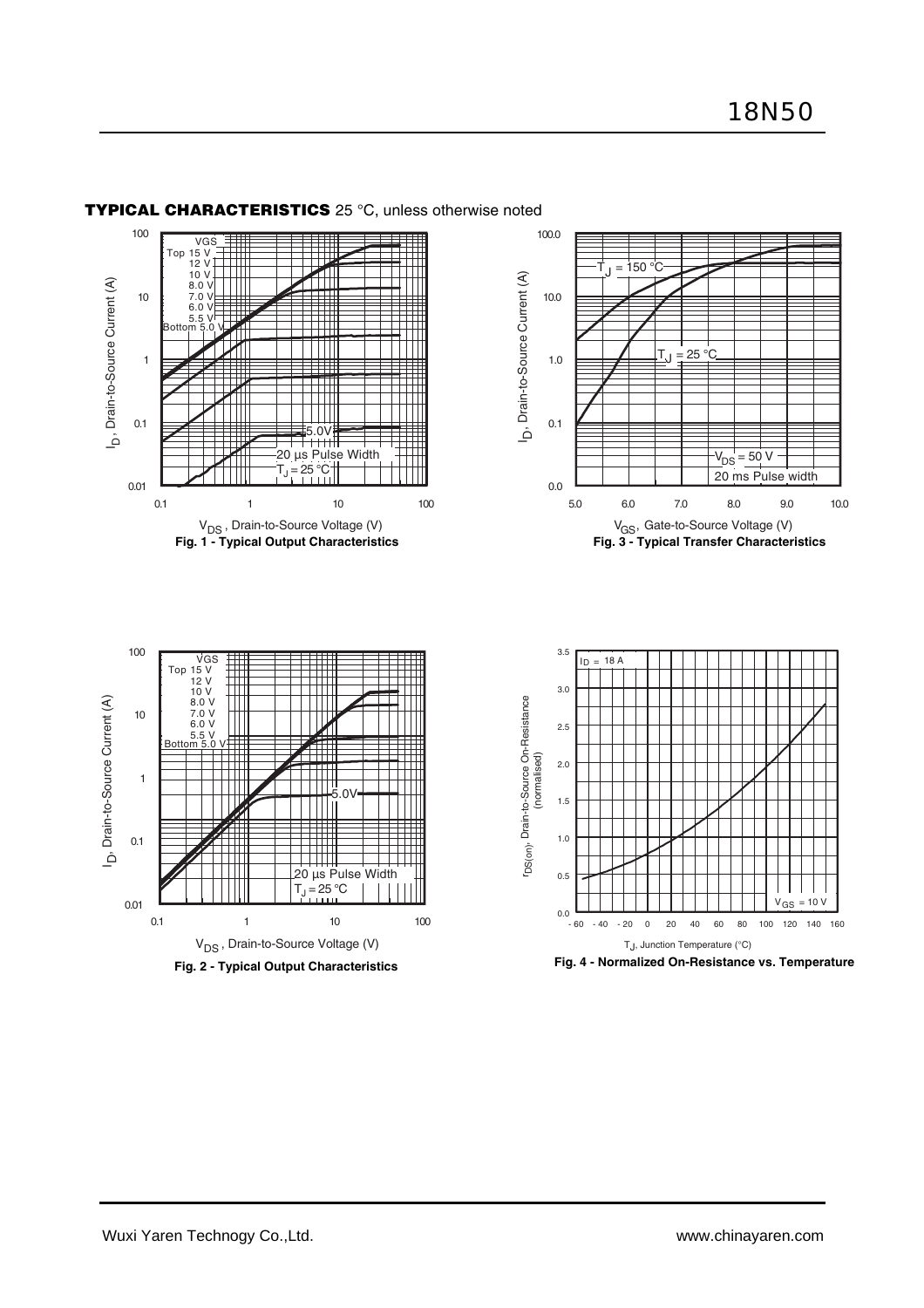## TYPICAL CHARACTERISTICS 25 °C, unless otherwise noted

VGS
Top 15 V
12 V
10 V
8.0 V
7.0 V
6.0 V
5.5 V
Bottom 5.0 V

5.0V

20 µs Pulse Width
$T_J$ = 25 °C

$I_D$, Drain-to-Source Current (A)

$V_{DS}$, Drain-to-Source Voltage (V)

**Fig. 1 - Typical Output Characteristics**

$T_J$ = 150 °C

$T_J$ = 25 °C

$V_{DS}$ = 50 V
20 ms Pulse width

$I_D$, Drain-to-Source Current (A)

$V_{GS}$, Gate-to-Source Voltage (V)

**Fig. 3 - Typical Transfer Characteristics**

VGS
Top 15 V
12 V
10 V
8.0 V
7.0 V
6.0 V
5.5 V
Bottom 5.0 V

5.0V

20 µs Pulse Width
$T_J$ = 25 °C

$I_D$, Drain-to-Source Current (A)

$V_{DS}$, Drain-to-Source Voltage (V)

**Fig. 2 - Typical Output Characteristics**

$I_D$ = 18 A

$V_{GS}$ = 10 V

$r_{DS(on)}$, Drain-to-Source On-Resistance (normalised)

$T_J$, Junction Temperature (°C)

**Fig. 4 - Normalized On-Resistance vs. Temperature**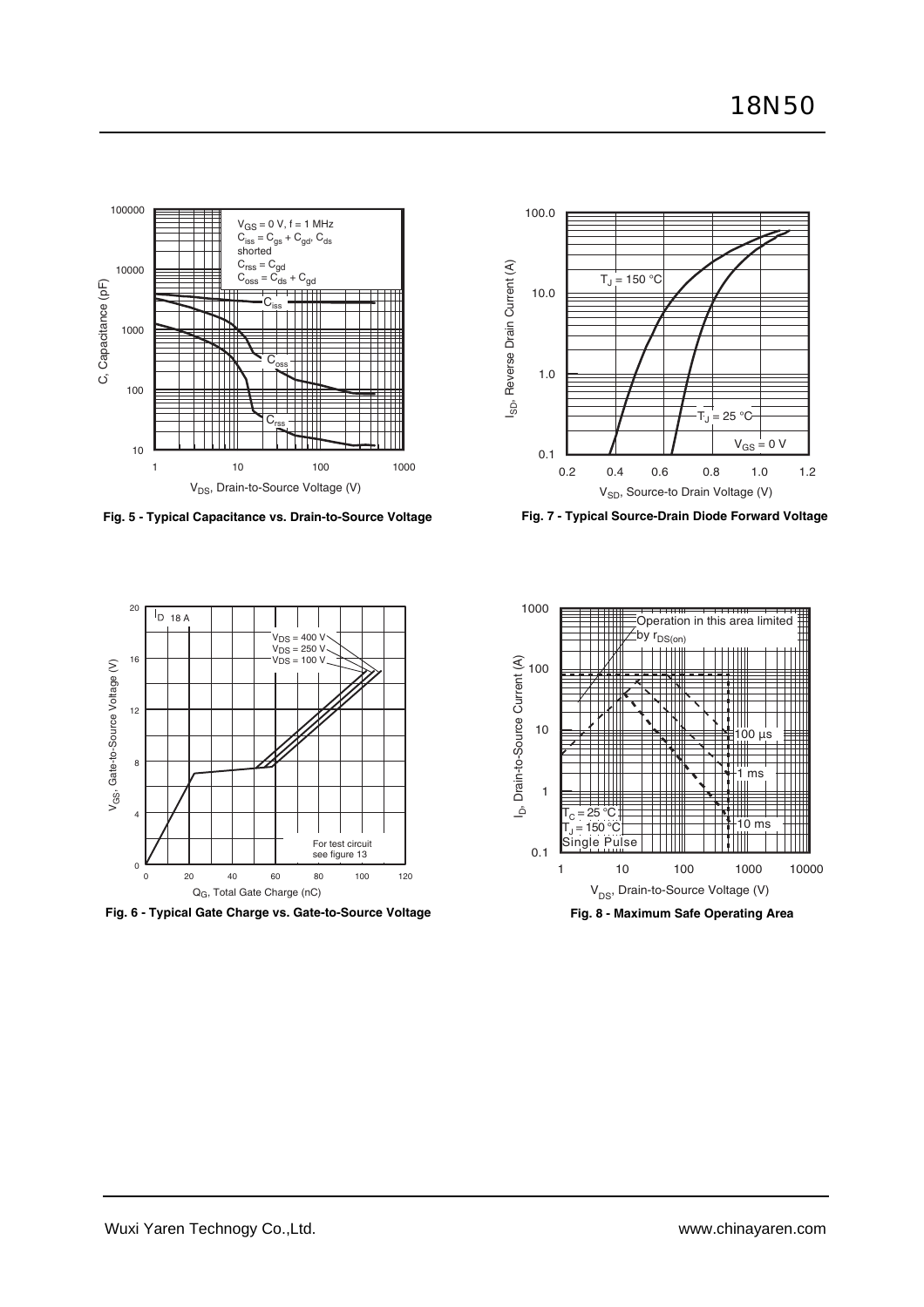Fig. 5 - Typical Capacitance vs. Drain-to-Source Voltage

Fig. 7 - Typical Source-Drain Diode Forward Voltage

Fig. 6 - Typical Gate Charge vs. Gate-to-Source Voltage

Fig. 8 - Maximum Safe Operating Area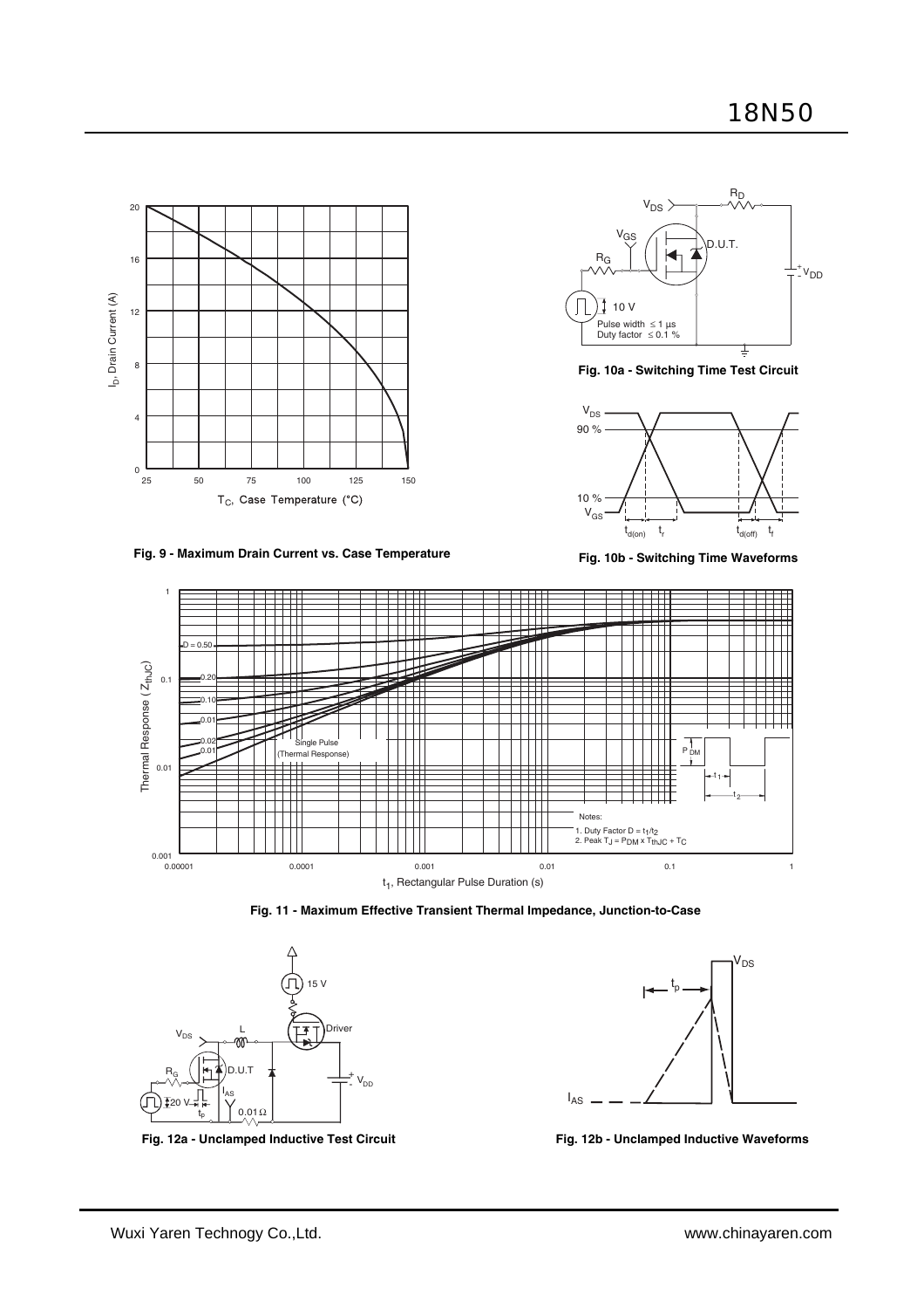Fig. 9 - Maximum Drain Current vs. Case Temperature

Fig. 10a - Switching Time Test Circuit

Fig. 10b - Switching Time Waveforms

Fig. 11 - Maximum Effective Transient Thermal Impedance, Junction-to-Case

Notes:
1. Duty Factor $D = t_1/t_2$
2. Peak $T_J = P_{DM} \times Z_{thJC} + T_C$

Fig. 12a - Unclamped Inductive Test Circuit

Fig. 12b - Unclamped Inductive Waveforms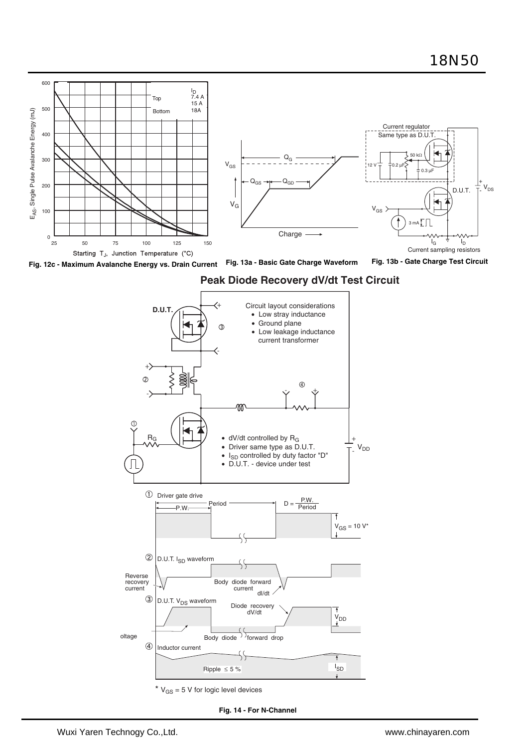600
500
400
300
200
100
0

$E_{AS}$, Single Pulse Avalanche Energy (mJ)

25 50 75 100 125 150

Starting $T_J$, Junction Temperature (°C)

$I_D$
Top 7.4 A
15 A
Bottom 18A

Fig. 12c - Maximum Avalanche Energy vs. Drain Current

$Q_G$
$V_{GS}$
$Q_{GS}$ $Q_{GD}$
$V_G$
Charge

Fig. 13a - Basic Gate Charge Waveform

Current regulator
Same type as D.U.T.
50 kΩ
12 V 0.2 µF
0.3 µF
D.U.T.
$V_{DS}$
$V_{GS}$
3 mA
$I_G$ $I_D$
Current sampling resistors

Fig. 13b - Gate Charge Test Circuit

## Peak Diode Recovery dV/dt Test Circuit

D.U.T.

Circuit layout considerations
- Low stray inductance
- Ground plane
- Low leakage inductance current transformer

$R_G$

- dV/dt controlled by $R_G$
- Driver same type as D.U.T.
- $I_{SD}$ controlled by duty factor "D"
- D.U.T. - device under test

$V_{DD}$

① Driver gate drive

Period
P.W.

$D = \frac{P.W.}{Period}$

$V_{GS}$ = 10 V*

② D.U.T. $I_{SD}$ waveform

Reverse recovery current

Body diode forward current

dI/dt

③ D.U.T. $V_{DS}$ waveform

Diode recovery dV/dt

$V_{DD}$

oltage

Body diode forward drop

④ Inductor current

Ripple ≤ 5 %

$I_{SD}$

* $V_{GS}$ = 5 V for logic level devices

Fig. 14 - For N-Channel